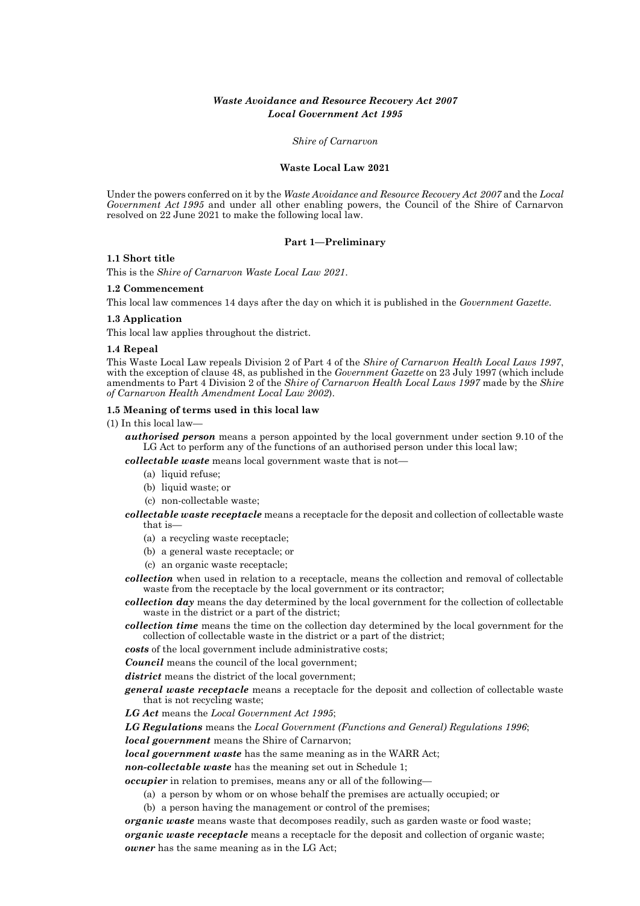***Waste Avoidance and Resource Recovery Act 2007***
***Local Government Act 1995***

*Shire of Carnarvon*

**Waste Local Law 2021**

Under the powers conferred on it by the *Waste Avoidance and Resource Recovery Act 2007* and the *Local Government Act 1995* and under all other enabling powers, the Council of the Shire of Carnarvon resolved on 22 June 2021 to make the following local law.

## Part 1—Preliminary

### 1.1 Short title

This is the *Shire of Carnarvon Waste Local Law 2021*.

### 1.2 Commencement

This local law commences 14 days after the day on which it is published in the *Government Gazette*.

### 1.3 Application

This local law applies throughout the district.

### 1.4 Repeal

This Waste Local Law repeals Division 2 of Part 4 of the *Shire of Carnarvon Health Local Laws 1997*, with the exception of clause 48, as published in the *Government Gazette* on 23 July 1997 (which include amendments to Part 4 Division 2 of the *Shire of Carnarvon Health Local Laws 1997* made by the *Shire of Carnarvon Health Amendment Local Law 2002*).

### 1.5 Meaning of terms used in this local law

(1) In this local law—

***authorised person*** means a person appointed by the local government under section 9.10 of the LG Act to perform any of the functions of an authorised person under this local law;

***collectable waste*** means local government waste that is not—

(a) liquid refuse;
(b) liquid waste; or
(c) non-collectable waste;

***collectable waste receptacle*** means a receptacle for the deposit and collection of collectable waste that is—

(a) a recycling waste receptacle;
(b) a general waste receptacle; or
(c) an organic waste receptacle;

***collection*** when used in relation to a receptacle, means the collection and removal of collectable waste from the receptacle by the local government or its contractor;

***collection day*** means the day determined by the local government for the collection of collectable waste in the district or a part of the district;

***collection time*** means the time on the collection day determined by the local government for the collection of collectable waste in the district or a part of the district;

***costs*** of the local government include administrative costs;

***Council*** means the council of the local government;

***district*** means the district of the local government;

***general waste receptacle*** means a receptacle for the deposit and collection of collectable waste that is not recycling waste;

***LG Act*** means the *Local Government Act 1995*;

***LG Regulations*** means the *Local Government (Functions and General) Regulations 1996*;

***local government*** means the Shire of Carnarvon;

***local government waste*** has the same meaning as in the WARR Act;

***non-collectable waste*** has the meaning set out in Schedule 1;

***occupier*** in relation to premises, means any or all of the following—

(a) a person by whom or on whose behalf the premises are actually occupied; or
(b) a person having the management or control of the premises;

***organic waste*** means waste that decomposes readily, such as garden waste or food waste;

***organic waste receptacle*** means a receptacle for the deposit and collection of organic waste;

***owner*** has the same meaning as in the LG Act;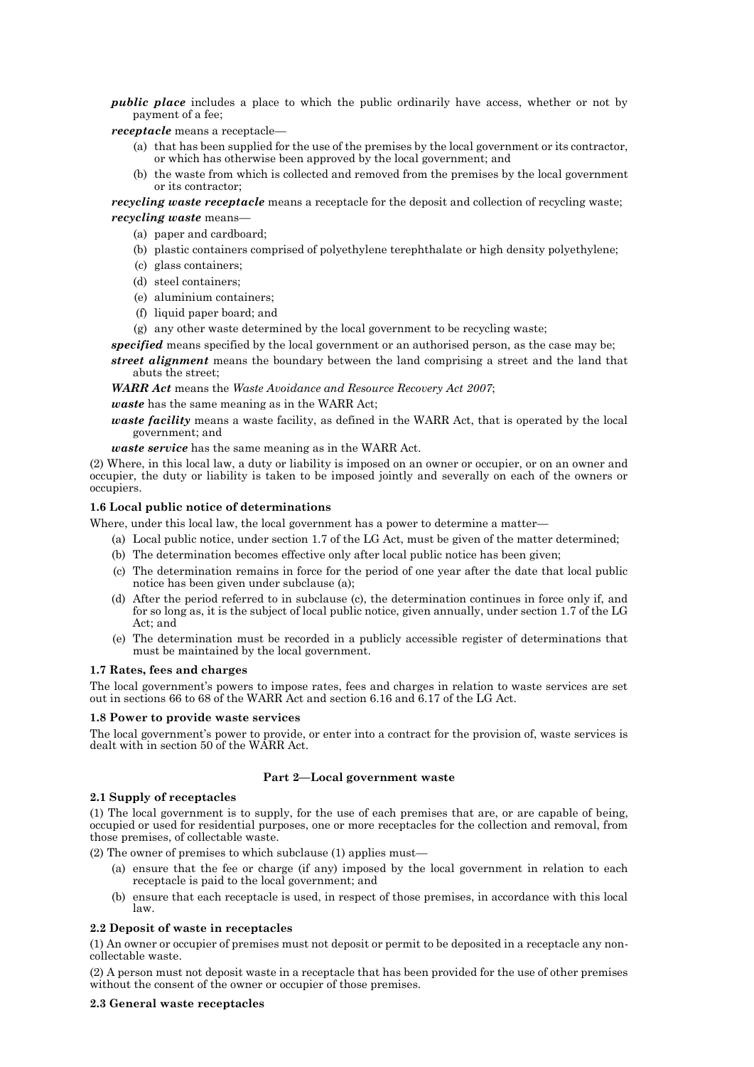***public place*** includes a place to which the public ordinarily have access, whether or not by payment of a fee;

***receptacle*** means a receptacle—

(a) that has been supplied for the use of the premises by the local government or its contractor, or which has otherwise been approved by the local government; and

(b) the waste from which is collected and removed from the premises by the local government or its contractor;

***recycling waste receptacle*** means a receptacle for the deposit and collection of recycling waste;

***recycling waste*** means—

(a) paper and cardboard;

(b) plastic containers comprised of polyethylene terephthalate or high density polyethylene;

(c) glass containers;

(d) steel containers;

(e) aluminium containers;

(f) liquid paper board; and

(g) any other waste determined by the local government to be recycling waste;

***specified*** means specified by the local government or an authorised person, as the case may be;

***street alignment*** means the boundary between the land comprising a street and the land that abuts the street;

***WARR Act*** means the *Waste Avoidance and Resource Recovery Act 2007*;

***waste*** has the same meaning as in the WARR Act;

***waste facility*** means a waste facility, as defined in the WARR Act, that is operated by the local government; and

***waste service*** has the same meaning as in the WARR Act.

(2) Where, in this local law, a duty or liability is imposed on an owner or occupier, or on an owner and occupier, the duty or liability is taken to be imposed jointly and severally on each of the owners or occupiers.

**1.6 Local public notice of determinations**

Where, under this local law, the local government has a power to determine a matter—

(a) Local public notice, under section 1.7 of the LG Act, must be given of the matter determined;

(b) The determination becomes effective only after local public notice has been given;

(c) The determination remains in force for the period of one year after the date that local public notice has been given under subclause (a);

(d) After the period referred to in subclause (c), the determination continues in force only if, and for so long as, it is the subject of local public notice, given annually, under section 1.7 of the LG Act; and

(e) The determination must be recorded in a publicly accessible register of determinations that must be maintained by the local government.

**1.7 Rates, fees and charges**

The local government's powers to impose rates, fees and charges in relation to waste services are set out in sections 66 to 68 of the WARR Act and section 6.16 and 6.17 of the LG Act.

**1.8 Power to provide waste services**

The local government's power to provide, or enter into a contract for the provision of, waste services is dealt with in section 50 of the WARR Act.

## Part 2—Local government waste

**2.1 Supply of receptacles**

(1) The local government is to supply, for the use of each premises that are, or are capable of being, occupied or used for residential purposes, one or more receptacles for the collection and removal, from those premises, of collectable waste.

(2) The owner of premises to which subclause (1) applies must—

(a) ensure that the fee or charge (if any) imposed by the local government in relation to each receptacle is paid to the local government; and

(b) ensure that each receptacle is used, in respect of those premises, in accordance with this local law.

**2.2 Deposit of waste in receptacles**

(1) An owner or occupier of premises must not deposit or permit to be deposited in a receptacle any non-collectable waste.

(2) A person must not deposit waste in a receptacle that has been provided for the use of other premises without the consent of the owner or occupier of those premises.

**2.3 General waste receptacles**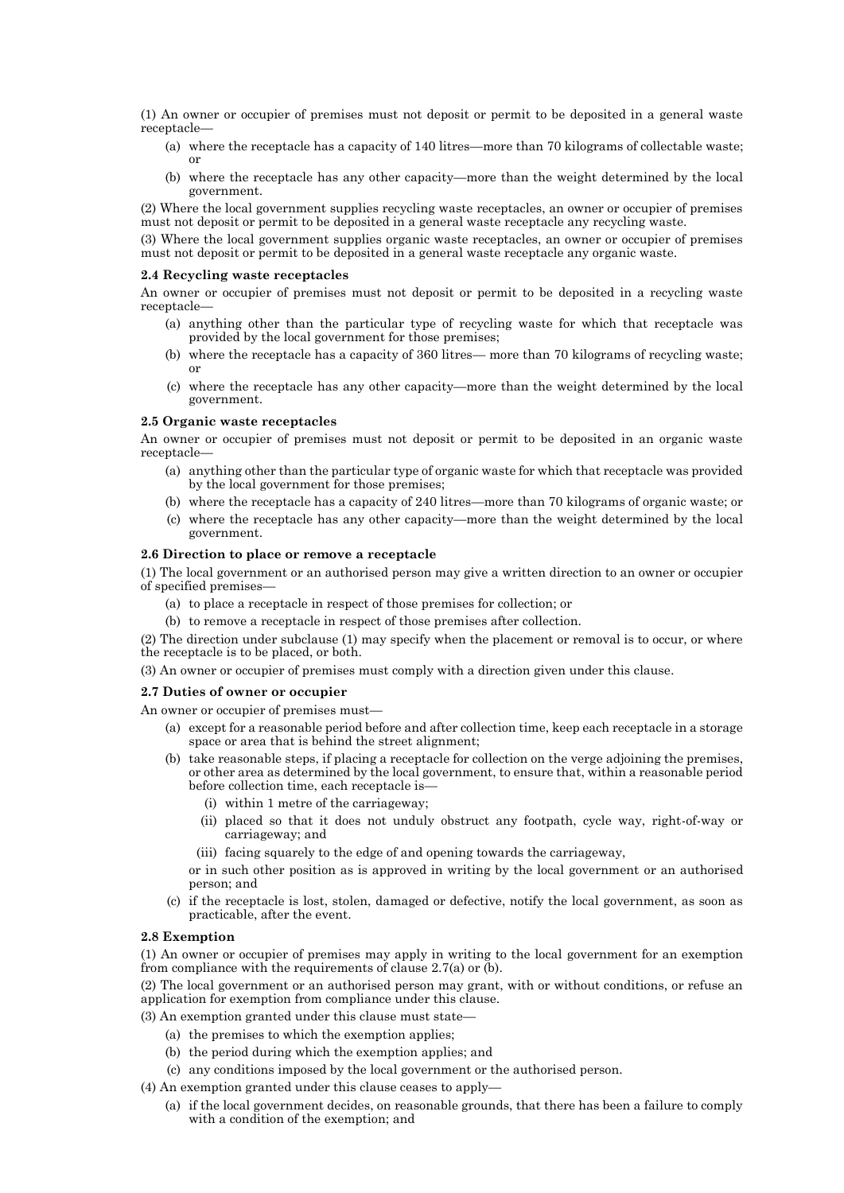(1) An owner or occupier of premises must not deposit or permit to be deposited in a general waste receptacle—

(a) where the receptacle has a capacity of 140 litres—more than 70 kilograms of collectable waste; or

(b) where the receptacle has any other capacity—more than the weight determined by the local government.

(2) Where the local government supplies recycling waste receptacles, an owner or occupier of premises must not deposit or permit to be deposited in a general waste receptacle any recycling waste.

(3) Where the local government supplies organic waste receptacles, an owner or occupier of premises must not deposit or permit to be deposited in a general waste receptacle any organic waste.

**2.4 Recycling waste receptacles**

An owner or occupier of premises must not deposit or permit to be deposited in a recycling waste receptacle—

(a) anything other than the particular type of recycling waste for which that receptacle was provided by the local government for those premises;

(b) where the receptacle has a capacity of 360 litres— more than 70 kilograms of recycling waste; or

(c) where the receptacle has any other capacity—more than the weight determined by the local government.

**2.5 Organic waste receptacles**

An owner or occupier of premises must not deposit or permit to be deposited in an organic waste receptacle—

(a) anything other than the particular type of organic waste for which that receptacle was provided by the local government for those premises;

(b) where the receptacle has a capacity of 240 litres—more than 70 kilograms of organic waste; or

(c) where the receptacle has any other capacity—more than the weight determined by the local government.

**2.6 Direction to place or remove a receptacle**

(1) The local government or an authorised person may give a written direction to an owner or occupier of specified premises—

(a) to place a receptacle in respect of those premises for collection; or

(b) to remove a receptacle in respect of those premises after collection.

(2) The direction under subclause (1) may specify when the placement or removal is to occur, or where the receptacle is to be placed, or both.

(3) An owner or occupier of premises must comply with a direction given under this clause.

**2.7 Duties of owner or occupier**

An owner or occupier of premises must—

(a) except for a reasonable period before and after collection time, keep each receptacle in a storage space or area that is behind the street alignment;

(b) take reasonable steps, if placing a receptacle for collection on the verge adjoining the premises, or other area as determined by the local government, to ensure that, within a reasonable period before collection time, each receptacle is—

(i) within 1 metre of the carriageway;

(ii) placed so that it does not unduly obstruct any footpath, cycle way, right-of-way or carriageway; and

(iii) facing squarely to the edge of and opening towards the carriageway,

or in such other position as is approved in writing by the local government or an authorised person; and

(c) if the receptacle is lost, stolen, damaged or defective, notify the local government, as soon as practicable, after the event.

**2.8 Exemption**

(1) An owner or occupier of premises may apply in writing to the local government for an exemption from compliance with the requirements of clause 2.7(a) or (b).

(2) The local government or an authorised person may grant, with or without conditions, or refuse an application for exemption from compliance under this clause.

(3) An exemption granted under this clause must state—

(a) the premises to which the exemption applies;

(b) the period during which the exemption applies; and

(c) any conditions imposed by the local government or the authorised person.

(4) An exemption granted under this clause ceases to apply—

(a) if the local government decides, on reasonable grounds, that there has been a failure to comply with a condition of the exemption; and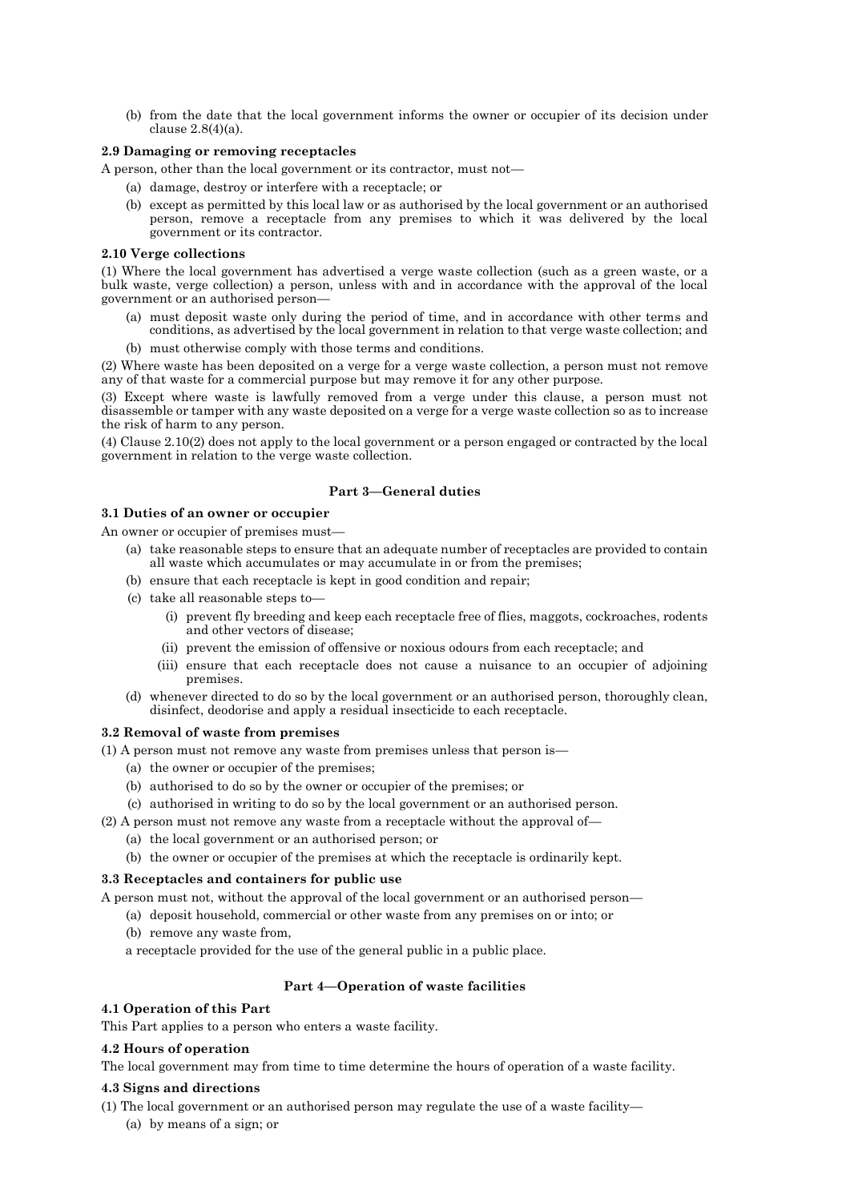(b) from the date that the local government informs the owner or occupier of its decision under clause 2.8(4)(a).

**2.9 Damaging or removing receptacles**

A person, other than the local government or its contractor, must not—

(a) damage, destroy or interfere with a receptacle; or

(b) except as permitted by this local law or as authorised by the local government or an authorised person, remove a receptacle from any premises to which it was delivered by the local government or its contractor.

**2.10 Verge collections**

(1) Where the local government has advertised a verge waste collection (such as a green waste, or a bulk waste, verge collection) a person, unless with and in accordance with the approval of the local government or an authorised person—

(a) must deposit waste only during the period of time, and in accordance with other terms and conditions, as advertised by the local government in relation to that verge waste collection; and

(b) must otherwise comply with those terms and conditions.

(2) Where waste has been deposited on a verge for a verge waste collection, a person must not remove any of that waste for a commercial purpose but may remove it for any other purpose.

(3) Except where waste is lawfully removed from a verge under this clause, a person must not disassemble or tamper with any waste deposited on a verge for a verge waste collection so as to increase the risk of harm to any person.

(4) Clause 2.10(2) does not apply to the local government or a person engaged or contracted by the local government in relation to the verge waste collection.

## Part 3—General duties

**3.1 Duties of an owner or occupier**

An owner or occupier of premises must—

(a) take reasonable steps to ensure that an adequate number of receptacles are provided to contain all waste which accumulates or may accumulate in or from the premises;

(b) ensure that each receptacle is kept in good condition and repair;

(c) take all reasonable steps to—

(i) prevent fly breeding and keep each receptacle free of flies, maggots, cockroaches, rodents and other vectors of disease;

(ii) prevent the emission of offensive or noxious odours from each receptacle; and

(iii) ensure that each receptacle does not cause a nuisance to an occupier of adjoining premises.

(d) whenever directed to do so by the local government or an authorised person, thoroughly clean, disinfect, deodorise and apply a residual insecticide to each receptacle.

**3.2 Removal of waste from premises**

(1) A person must not remove any waste from premises unless that person is—

(a) the owner or occupier of the premises;

(b) authorised to do so by the owner or occupier of the premises; or

(c) authorised in writing to do so by the local government or an authorised person.

(2) A person must not remove any waste from a receptacle without the approval of—

(a) the local government or an authorised person; or

(b) the owner or occupier of the premises at which the receptacle is ordinarily kept.

**3.3 Receptacles and containers for public use**

A person must not, without the approval of the local government or an authorised person—

(a) deposit household, commercial or other waste from any premises on or into; or

(b) remove any waste from,

a receptacle provided for the use of the general public in a public place.

## Part 4—Operation of waste facilities

**4.1 Operation of this Part**

This Part applies to a person who enters a waste facility.

**4.2 Hours of operation**

The local government may from time to time determine the hours of operation of a waste facility.

**4.3 Signs and directions**

(1) The local government or an authorised person may regulate the use of a waste facility—

(a) by means of a sign; or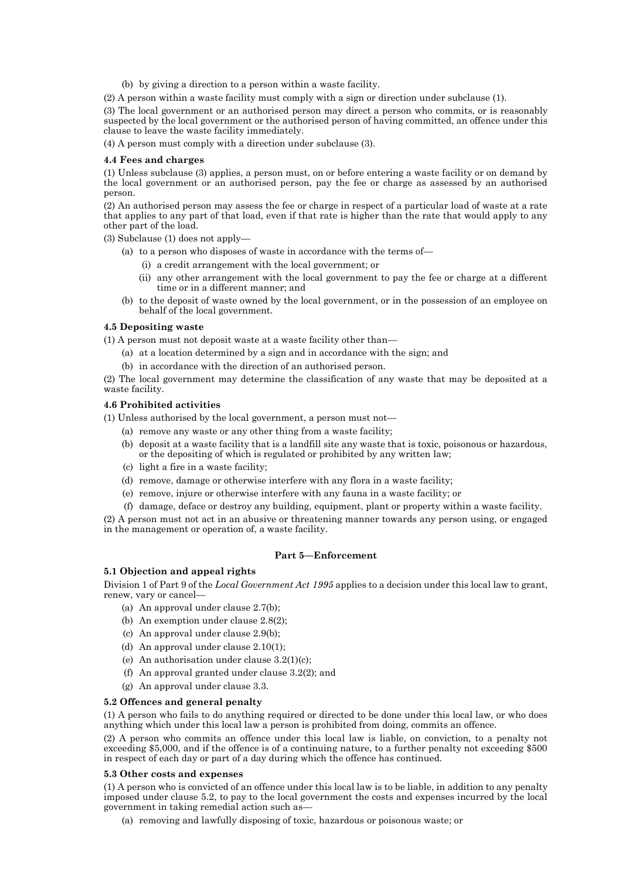(b) by giving a direction to a person within a waste facility.

(2) A person within a waste facility must comply with a sign or direction under subclause (1).

(3) The local government or an authorised person may direct a person who commits, or is reasonably suspected by the local government or the authorised person of having committed, an offence under this clause to leave the waste facility immediately.

(4) A person must comply with a direction under subclause (3).

**4.4 Fees and charges**

(1) Unless subclause (3) applies, a person must, on or before entering a waste facility or on demand by the local government or an authorised person, pay the fee or charge as assessed by an authorised person.

(2) An authorised person may assess the fee or charge in respect of a particular load of waste at a rate that applies to any part of that load, even if that rate is higher than the rate that would apply to any other part of the load.

(3) Subclause (1) does not apply—

- (a) to a person who disposes of waste in accordance with the terms of—
  - (i) a credit arrangement with the local government; or
  - (ii) any other arrangement with the local government to pay the fee or charge at a different time or in a different manner; and
- (b) to the deposit of waste owned by the local government, or in the possession of an employee on behalf of the local government.

**4.5 Depositing waste**

(1) A person must not deposit waste at a waste facility other than—

- (a) at a location determined by a sign and in accordance with the sign; and
- (b) in accordance with the direction of an authorised person.

(2) The local government may determine the classification of any waste that may be deposited at a waste facility.

**4.6 Prohibited activities**

(1) Unless authorised by the local government, a person must not—

- (a) remove any waste or any other thing from a waste facility;
- (b) deposit at a waste facility that is a landfill site any waste that is toxic, poisonous or hazardous, or the depositing of which is regulated or prohibited by any written law;
- (c) light a fire in a waste facility;
- (d) remove, damage or otherwise interfere with any flora in a waste facility;
- (e) remove, injure or otherwise interfere with any fauna in a waste facility; or
- (f) damage, deface or destroy any building, equipment, plant or property within a waste facility.

(2) A person must not act in an abusive or threatening manner towards any person using, or engaged in the management or operation of, a waste facility.

## Part 5—Enforcement

**5.1 Objection and appeal rights**

Division 1 of Part 9 of the *Local Government Act 1995* applies to a decision under this local law to grant, renew, vary or cancel—

- (a) An approval under clause 2.7(b);
- (b) An exemption under clause 2.8(2);
- (c) An approval under clause 2.9(b);
- (d) An approval under clause 2.10(1);
- (e) An authorisation under clause 3.2(1)(c);
- (f) An approval granted under clause 3.2(2); and
- (g) An approval under clause 3.3.

**5.2 Offences and general penalty**

(1) A person who fails to do anything required or directed to be done under this local law, or who does anything which under this local law a person is prohibited from doing, commits an offence.

(2) A person who commits an offence under this local law is liable, on conviction, to a penalty not exceeding $5,000, and if the offence is of a continuing nature, to a further penalty not exceeding $500 in respect of each day or part of a day during which the offence has continued.

**5.3 Other costs and expenses**

(1) A person who is convicted of an offence under this local law is to be liable, in addition to any penalty imposed under clause 5.2, to pay to the local government the costs and expenses incurred by the local government in taking remedial action such as—

- (a) removing and lawfully disposing of toxic, hazardous or poisonous waste; or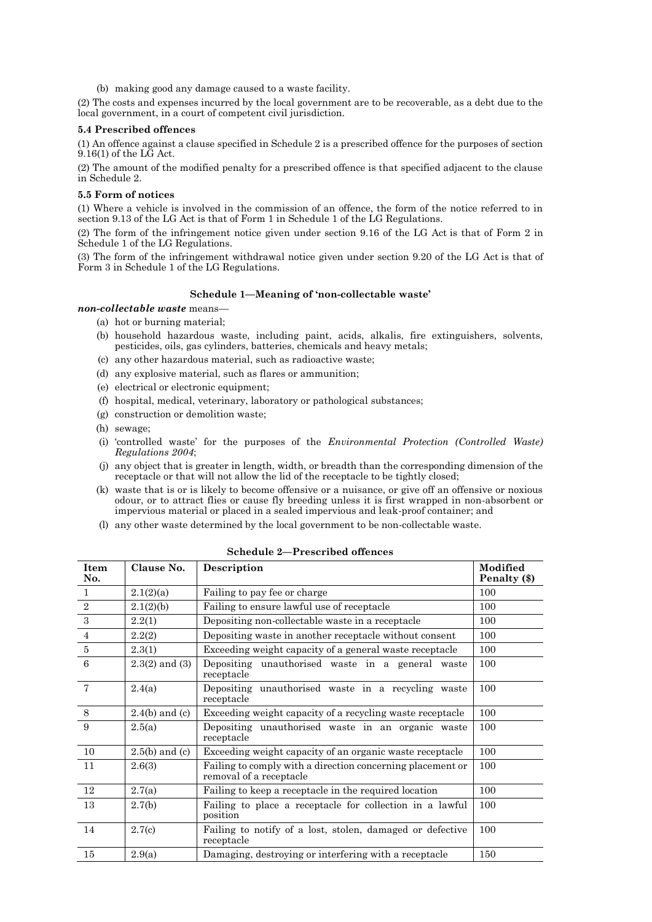(b) making good any damage caused to a waste facility.

(2) The costs and expenses incurred by the local government are to be recoverable, as a debt due to the local government, in a court of competent civil jurisdiction.

**5.4 Prescribed offences**

(1) An offence against a clause specified in Schedule 2 is a prescribed offence for the purposes of section 9.16(1) of the LG Act.

(2) The amount of the modified penalty for a prescribed offence is that specified adjacent to the clause in Schedule 2.

**5.5 Form of notices**

(1) Where a vehicle is involved in the commission of an offence, the form of the notice referred to in section 9.13 of the LG Act is that of Form 1 in Schedule 1 of the LG Regulations.

(2) The form of the infringement notice given under section 9.16 of the LG Act is that of Form 2 in Schedule 1 of the LG Regulations.

(3) The form of the infringement withdrawal notice given under section 9.20 of the LG Act is that of Form 3 in Schedule 1 of the LG Regulations.

**Schedule 1—Meaning of 'non-collectable waste'**

***non-collectable waste*** means—

- (a) hot or burning material;
- (b) household hazardous waste, including paint, acids, alkalis, fire extinguishers, solvents, pesticides, oils, gas cylinders, batteries, chemicals and heavy metals;
- (c) any other hazardous material, such as radioactive waste;
- (d) any explosive material, such as flares or ammunition;
- (e) electrical or electronic equipment;
- (f) hospital, medical, veterinary, laboratory or pathological substances;
- (g) construction or demolition waste;
- (h) sewage;
- (i) 'controlled waste' for the purposes of the *Environmental Protection (Controlled Waste) Regulations 2004*;
- (j) any object that is greater in length, width, or breadth than the corresponding dimension of the receptacle or that will not allow the lid of the receptacle to be tightly closed;
- (k) waste that is or is likely to become offensive or a nuisance, or give off an offensive or noxious odour, or to attract flies or cause fly breeding unless it is first wrapped in non-absorbent or impervious material or placed in a sealed impervious and leak-proof container; and
- (l) any other waste determined by the local government to be non-collectable waste.

**Schedule 2—Prescribed offences**

| Item No. | Clause No. | Description | Modified Penalty ($) |
|---|---|---|---|
| 1 | 2.1(2)(a) | Failing to pay fee or charge | 100 |
| 2 | 2.1(2)(b) | Failing to ensure lawful use of receptacle | 100 |
| 3 | 2.2(1) | Depositing non-collectable waste in a receptacle | 100 |
| 4 | 2.2(2) | Depositing waste in another receptacle without consent | 100 |
| 5 | 2.3(1) | Exceeding weight capacity of a general waste receptacle | 100 |
| 6 | 2.3(2) and (3) | Depositing unauthorised waste in a general waste receptacle | 100 |
| 7 | 2.4(a) | Depositing unauthorised waste in a recycling waste receptacle | 100 |
| 8 | 2.4(b) and (c) | Exceeding weight capacity of a recycling waste receptacle | 100 |
| 9 | 2.5(a) | Depositing unauthorised waste in an organic waste receptacle | 100 |
| 10 | 2.5(b) and (c) | Exceeding weight capacity of an organic waste receptacle | 100 |
| 11 | 2.6(3) | Failing to comply with a direction concerning placement or removal of a receptacle | 100 |
| 12 | 2.7(a) | Failing to keep a receptacle in the required location | 100 |
| 13 | 2.7(b) | Failing to place a receptacle for collection in a lawful position | 100 |
| 14 | 2.7(c) | Failing to notify of a lost, stolen, damaged or defective receptacle | 100 |
| 15 | 2.9(a) | Damaging, destroying or interfering with a receptacle | 150 |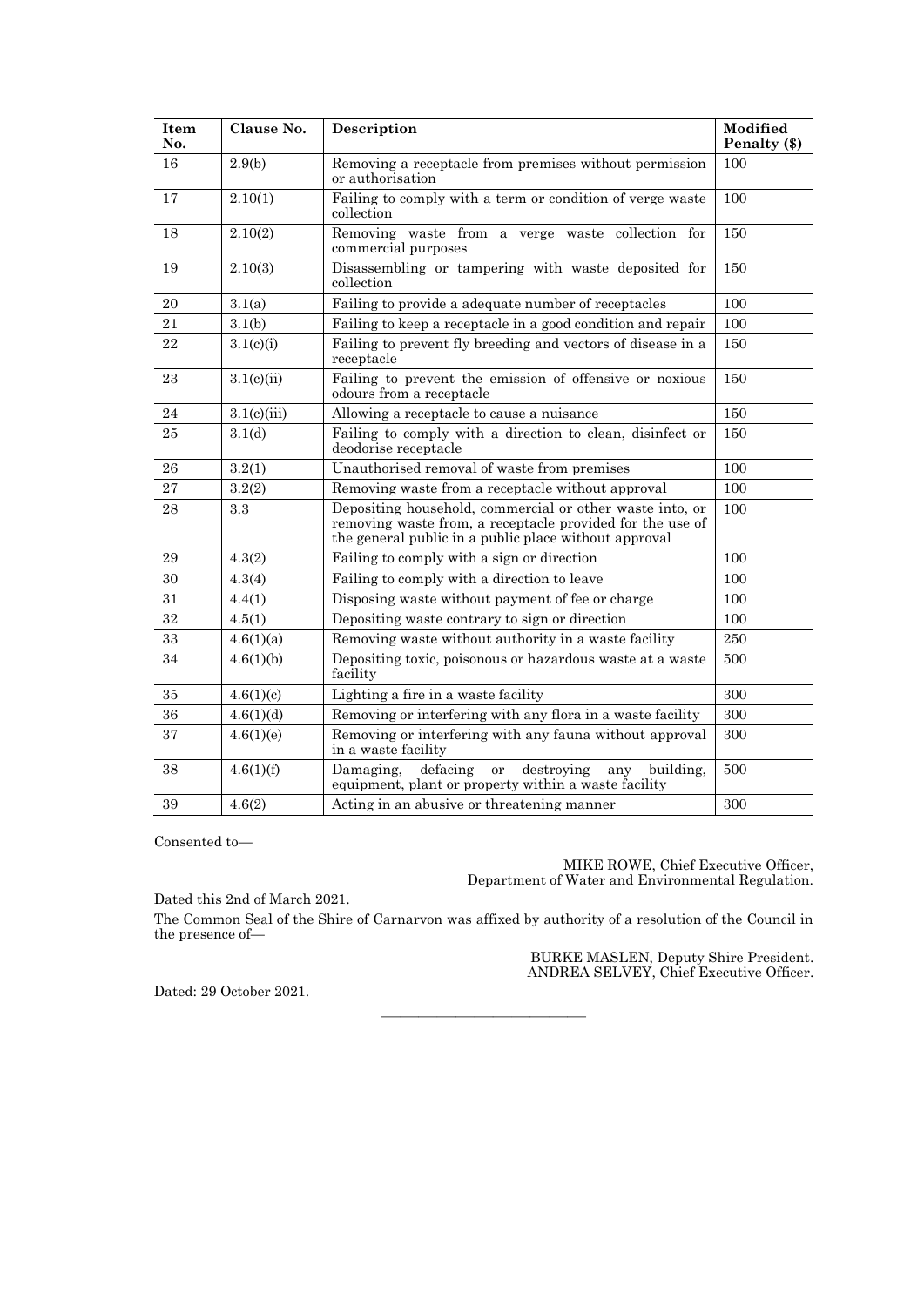| Item No. | Clause No. | Description | Modified Penalty ($) |
|---|---|---|---|
| 16 | 2.9(b) | Removing a receptacle from premises without permission or authorisation | 100 |
| 17 | 2.10(1) | Failing to comply with a term or condition of verge waste collection | 100 |
| 18 | 2.10(2) | Removing waste from a verge waste collection for commercial purposes | 150 |
| 19 | 2.10(3) | Disassembling or tampering with waste deposited for collection | 150 |
| 20 | 3.1(a) | Failing to provide a adequate number of receptacles | 100 |
| 21 | 3.1(b) | Failing to keep a receptacle in a good condition and repair | 100 |
| 22 | 3.1(c)(i) | Failing to prevent fly breeding and vectors of disease in a receptacle | 150 |
| 23 | 3.1(c)(ii) | Failing to prevent the emission of offensive or noxious odours from a receptacle | 150 |
| 24 | 3.1(c)(iii) | Allowing a receptacle to cause a nuisance | 150 |
| 25 | 3.1(d) | Failing to comply with a direction to clean, disinfect or deodorise receptacle | 150 |
| 26 | 3.2(1) | Unauthorised removal of waste from premises | 100 |
| 27 | 3.2(2) | Removing waste from a receptacle without approval | 100 |
| 28 | 3.3 | Depositing household, commercial or other waste into, or removing waste from, a receptacle provided for the use of the general public in a public place without approval | 100 |
| 29 | 4.3(2) | Failing to comply with a sign or direction | 100 |
| 30 | 4.3(4) | Failing to comply with a direction to leave | 100 |
| 31 | 4.4(1) | Disposing waste without payment of fee or charge | 100 |
| 32 | 4.5(1) | Depositing waste contrary to sign or direction | 100 |
| 33 | 4.6(1)(a) | Removing waste without authority in a waste facility | 250 |
| 34 | 4.6(1)(b) | Depositing toxic, poisonous or hazardous waste at a waste facility | 500 |
| 35 | 4.6(1)(c) | Lighting a fire in a waste facility | 300 |
| 36 | 4.6(1)(d) | Removing or interfering with any flora in a waste facility | 300 |
| 37 | 4.6(1)(e) | Removing or interfering with any fauna without approval in a waste facility | 300 |
| 38 | 4.6(1)(f) | Damaging, defacing or destroying any building, equipment, plant or property within a waste facility | 500 |
| 39 | 4.6(2) | Acting in an abusive or threatening manner | 300 |

Consented to—

MIKE ROWE, Chief Executive Officer,
Department of Water and Environmental Regulation.

Dated this 2nd of March 2021.

The Common Seal of the Shire of Carnarvon was affixed by authority of a resolution of the Council in the presence of—

BURKE MASLEN, Deputy Shire President.
ANDREA SELVEY, Chief Executive Officer.

Dated: 29 October 2021.

---